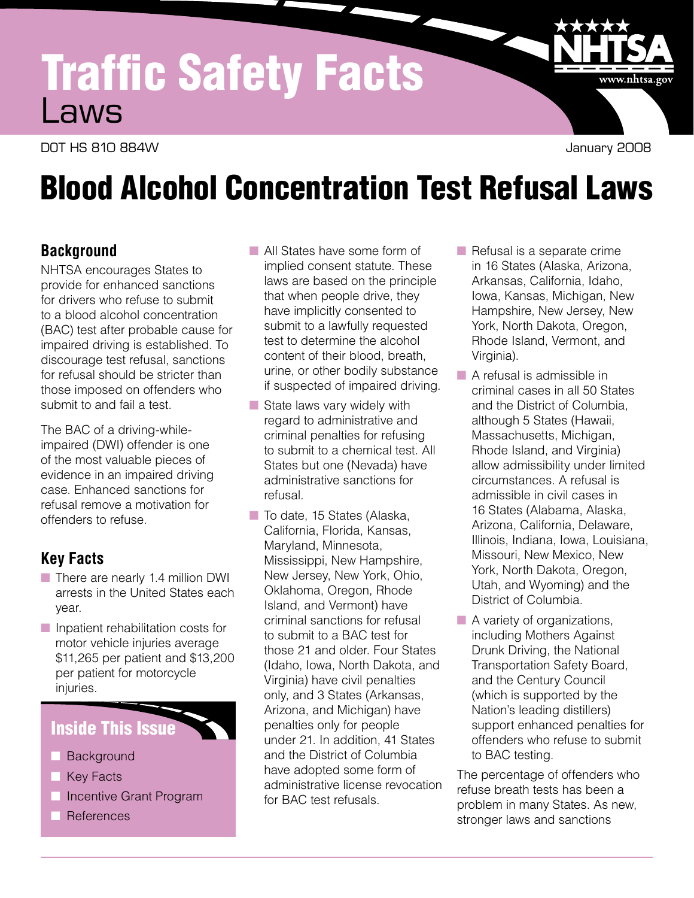# Traffic Safety Facts

Laws

DOT HS 810 884W

January 2008

# Blood Alcohol Concentration Test Refusal Laws

## Background

NHTSA encourages States to provide for enhanced sanctions for drivers who refuse to submit to a blood alcohol concentration (BAC) test after probable cause for impaired driving is established. To discourage test refusal, sanctions for refusal should be stricter than those imposed on offenders who submit to and fail a test.

The BAC of a driving-while-impaired (DWI) offender is one of the most valuable pieces of evidence in an impaired driving case. Enhanced sanctions for refusal remove a motivation for offenders to refuse.

## Key Facts

- There are nearly 1.4 million DWI arrests in the United States each year.
- Inpatient rehabilitation costs for motor vehicle injuries average $11,265 per patient and $13,200 per patient for motorcycle injuries.

### Inside This Issue

- Background
- Key Facts
- Incentive Grant Program
- References

- All States have some form of implied consent statute. These laws are based on the principle that when people drive, they have implicitly consented to submit to a lawfully requested test to determine the alcohol content of their blood, breath, urine, or other bodily substance if suspected of impaired driving.
- State laws vary widely with regard to administrative and criminal penalties for refusing to submit to a chemical test. All States but one (Nevada) have administrative sanctions for refusal.
- To date, 15 States (Alaska, California, Florida, Kansas, Maryland, Minnesota, Mississippi, New Hampshire, New Jersey, New York, Ohio, Oklahoma, Oregon, Rhode Island, and Vermont) have criminal sanctions for refusal to submit to a BAC test for those 21 and older. Four States (Idaho, Iowa, North Dakota, and Virginia) have civil penalties only, and 3 States (Arkansas, Arizona, and Michigan) have penalties only for people under 21. In addition, 41 States and the District of Columbia have adopted some form of administrative license revocation for BAC test refusals.
- Refusal is a separate crime in 16 States (Alaska, Arizona, Arkansas, California, Idaho, Iowa, Kansas, Michigan, New Hampshire, New Jersey, New York, North Dakota, Oregon, Rhode Island, Vermont, and Virginia).
- A refusal is admissible in criminal cases in all 50 States and the District of Columbia, although 5 States (Hawaii, Massachusetts, Michigan, Rhode Island, and Virginia) allow admissibility under limited circumstances. A refusal is admissible in civil cases in 16 States (Alabama, Alaska, Arizona, California, Delaware, Illinois, Indiana, Iowa, Louisiana, Missouri, New Mexico, New York, North Dakota, Oregon, Utah, and Wyoming) and the District of Columbia.
- A variety of organizations, including Mothers Against Drunk Driving, the National Transportation Safety Board, and the Century Council (which is supported by the Nation's leading distillers) support enhanced penalties for offenders who refuse to submit to BAC testing.

The percentage of offenders who refuse breath tests has been a problem in many States. As new, stronger laws and sanctions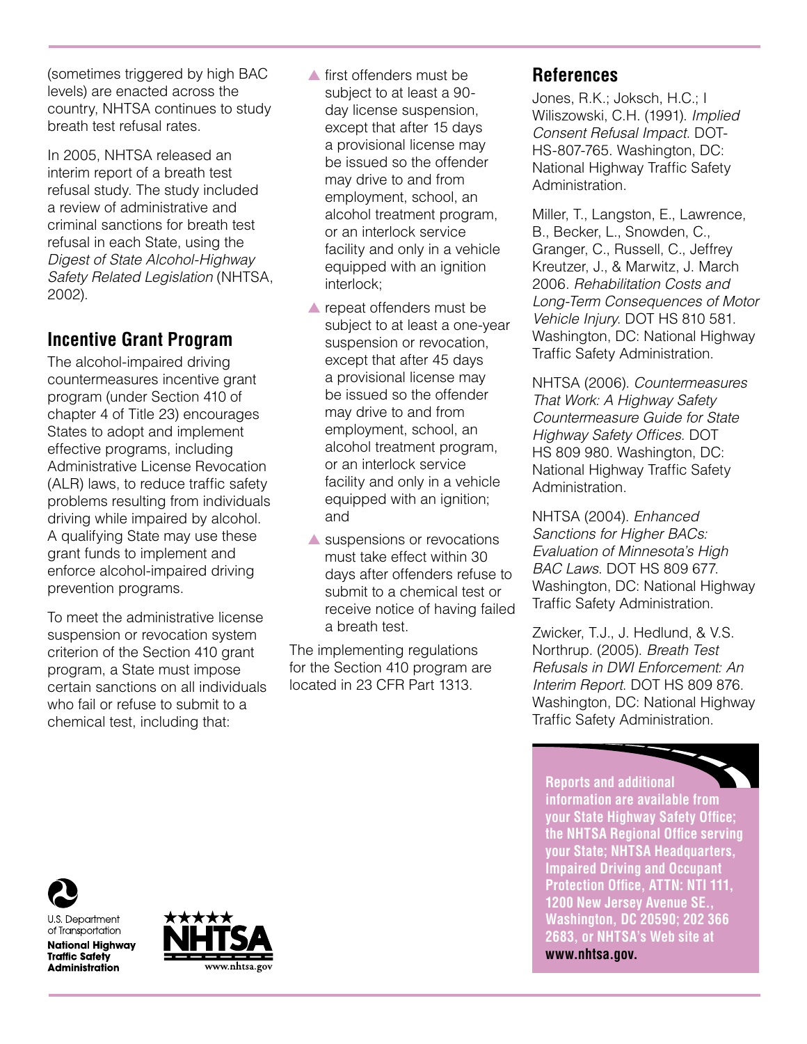(sometimes triggered by high BAC levels) are enacted across the country, NHTSA continues to study breath test refusal rates.

In 2005, NHTSA released an interim report of a breath test refusal study. The study included a review of administrative and criminal sanctions for breath test refusal in each State, using the *Digest of State Alcohol-Highway Safety Related Legislation* (NHTSA, 2002).

## Incentive Grant Program

The alcohol-impaired driving countermeasures incentive grant program (under Section 410 of chapter 4 of Title 23) encourages States to adopt and implement effective programs, including Administrative License Revocation (ALR) laws, to reduce traffic safety problems resulting from individuals driving while impaired by alcohol. A qualifying State may use these grant funds to implement and enforce alcohol-impaired driving prevention programs.

To meet the administrative license suspension or revocation system criterion of the Section 410 grant program, a State must impose certain sanctions on all individuals who fail or refuse to submit to a chemical test, including that:

- first offenders must be subject to at least a 90-day license suspension, except that after 15 days a provisional license may be issued so the offender may drive to and from employment, school, an alcohol treatment program, or an interlock service facility and only in a vehicle equipped with an ignition interlock;
- repeat offenders must be subject to at least a one-year suspension or revocation, except that after 45 days a provisional license may be issued so the offender may drive to and from employment, school, an alcohol treatment program, or an interlock service facility and only in a vehicle equipped with an ignition; and
- suspensions or revocations must take effect within 30 days after offenders refuse to submit to a chemical test or receive notice of having failed a breath test.

The implementing regulations for the Section 410 program are located in 23 CFR Part 1313.

## References

Jones, R.K.; Joksch, H.C.; I Wiliszowski, C.H. (1991). *Implied Consent Refusal Impact*. DOT-HS-807-765. Washington, DC: National Highway Traffic Safety Administration.

Miller, T., Langston, E., Lawrence, B., Becker, L., Snowden, C., Granger, C., Russell, C., Jeffrey Kreutzer, J., & Marwitz, J. March 2006. *Rehabilitation Costs and Long-Term Consequences of Motor Vehicle Injury*. DOT HS 810 581. Washington, DC: National Highway Traffic Safety Administration.

NHTSA (2006). *Countermeasures That Work: A Highway Safety Countermeasure Guide for State Highway Safety Offices*. DOT HS 809 980. Washington, DC: National Highway Traffic Safety Administration.

NHTSA (2004). *Enhanced Sanctions for Higher BACs: Evaluation of Minnesota's High BAC Laws*. DOT HS 809 677. Washington, DC: National Highway Traffic Safety Administration.

Zwicker, T.J., J. Hedlund, & V.S. Northrup. (2005). *Breath Test Refusals in DWI Enforcement: An Interim Report*. DOT HS 809 876. Washington, DC: National Highway Traffic Safety Administration.

**Reports and additional information are available from your State Highway Safety Office; the NHTSA Regional Office serving your State; NHTSA Headquarters, Impaired Driving and Occupant Protection Office, ATTN: NTI 111, 1200 New Jersey Avenue SE., Washington, DC 20590; 202 366 2683, or NHTSA's Web site at www.nhtsa.gov.**

U.S. Department of Transportation
**National Highway Traffic Safety Administration**

NHTSA www.nhtsa.gov